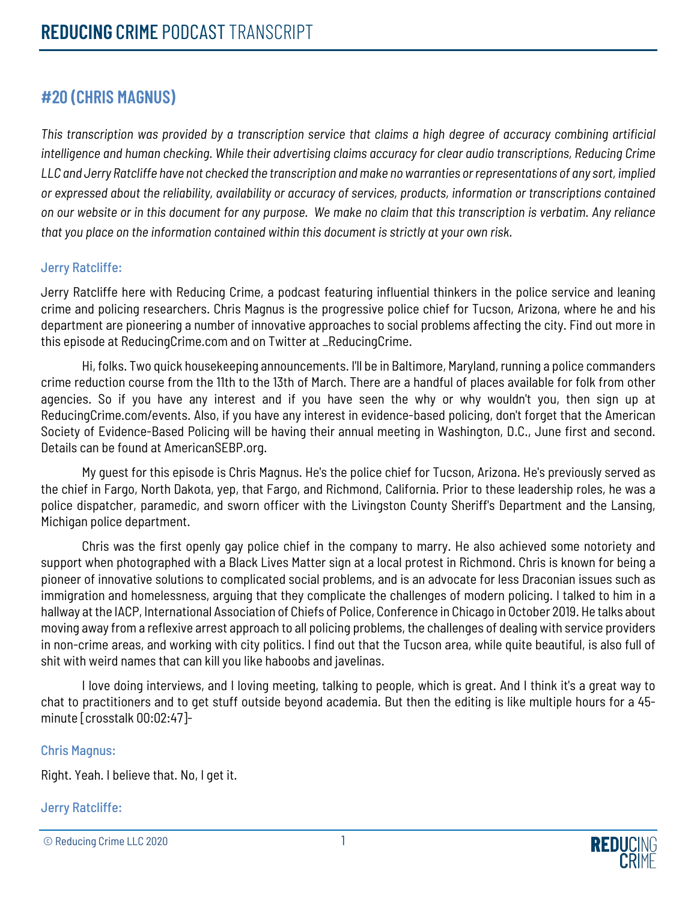# REDUCING CRIME PODCAST TRANSCRIPT

## #20 (CHRIS MAGNUS)

*This transcription was provided by a transcription service that claims a high degree of accuracy combining artificial intelligence and human checking. While their advertising claims accuracy for clear audio transcriptions, Reducing Crime LLC and Jerry Ratcliffe have not checked the transcription and make no warranties or representations of any sort, implied or expressed about the reliability, availability or accuracy of services, products, information or transcriptions contained on our website or in this document for any purpose. We make no claim that this transcription is verbatim. Any reliance that you place on the information contained within this document is strictly at your own risk.*

### Jerry Ratcliffe:

Jerry Ratcliffe here with Reducing Crime, a podcast featuring influential thinkers in the police service and leaning crime and policing researchers. Chris Magnus is the progressive police chief for Tucson, Arizona, where he and his department are pioneering a number of innovative approaches to social problems affecting the city. Find out more in this episode at ReducingCrime.com and on Twitter at _ReducingCrime.

Hi, folks. Two quick housekeeping announcements. I'll be in Baltimore, Maryland, running a police commanders crime reduction course from the 11th to the 13th of March. There are a handful of places available for folk from other agencies. So if you have any interest and if you have seen the why or why wouldn't you, then sign up at ReducingCrime.com/events. Also, if you have any interest in evidence-based policing, don't forget that the American Society of Evidence-Based Policing will be having their annual meeting in Washington, D.C., June first and second. Details can be found at AmericanSEBP.org.

My guest for this episode is Chris Magnus. He's the police chief for Tucson, Arizona. He's previously served as the chief in Fargo, North Dakota, yep, that Fargo, and Richmond, California. Prior to these leadership roles, he was a police dispatcher, paramedic, and sworn officer with the Livingston County Sheriff's Department and the Lansing, Michigan police department.

Chris was the first openly gay police chief in the company to marry. He also achieved some notoriety and support when photographed with a Black Lives Matter sign at a local protest in Richmond. Chris is known for being a pioneer of innovative solutions to complicated social problems, and is an advocate for less Draconian issues such as immigration and homelessness, arguing that they complicate the challenges of modern policing. I talked to him in a hallway at the IACP, International Association of Chiefs of Police, Conference in Chicago in October 2019. He talks about moving away from a reflexive arrest approach to all policing problems, the challenges of dealing with service providers in non-crime areas, and working with city politics. I find out that the Tucson area, while quite beautiful, is also full of shit with weird names that can kill you like haboobs and javelinas.

I love doing interviews, and I loving meeting, talking to people, which is great. And I think it's a great way to chat to practitioners and to get stuff outside beyond academia. But then the editing is like multiple hours for a 45-minute [crosstalk 00:02:47]-

### Chris Magnus:

Right. Yeah. I believe that. No, I get it.

### Jerry Ratcliffe: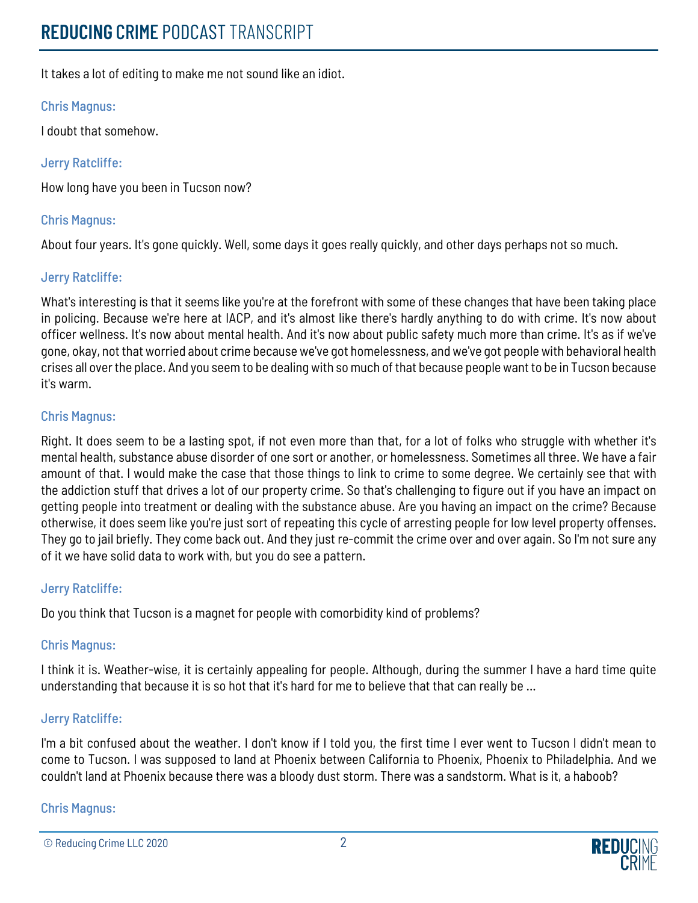It takes a lot of editing to make me not sound like an idiot.

Chris Magnus:

I doubt that somehow.

Jerry Ratcliffe:

How long have you been in Tucson now?

Chris Magnus:

About four years. It's gone quickly. Well, some days it goes really quickly, and other days perhaps not so much.

Jerry Ratcliffe:

What's interesting is that it seems like you're at the forefront with some of these changes that have been taking place in policing. Because we're here at IACP, and it's almost like there's hardly anything to do with crime. It's now about officer wellness. It's now about mental health. And it's now about public safety much more than crime. It's as if we've gone, okay, not that worried about crime because we've got homelessness, and we've got people with behavioral health crises all over the place. And you seem to be dealing with so much of that because people want to be in Tucson because it's warm.

Chris Magnus:

Right. It does seem to be a lasting spot, if not even more than that, for a lot of folks who struggle with whether it's mental health, substance abuse disorder of one sort or another, or homelessness. Sometimes all three. We have a fair amount of that. I would make the case that those things to link to crime to some degree. We certainly see that with the addiction stuff that drives a lot of our property crime. So that's challenging to figure out if you have an impact on getting people into treatment or dealing with the substance abuse. Are you having an impact on the crime? Because otherwise, it does seem like you're just sort of repeating this cycle of arresting people for low level property offenses. They go to jail briefly. They come back out. And they just re-commit the crime over and over again. So I'm not sure any of it we have solid data to work with, but you do see a pattern.

Jerry Ratcliffe:

Do you think that Tucson is a magnet for people with comorbidity kind of problems?

Chris Magnus:

I think it is. Weather-wise, it is certainly appealing for people. Although, during the summer I have a hard time quite understanding that because it is so hot that it's hard for me to believe that that can really be ...

Jerry Ratcliffe:

I'm a bit confused about the weather. I don't know if I told you, the first time I ever went to Tucson I didn't mean to come to Tucson. I was supposed to land at Phoenix between California to Phoenix, Phoenix to Philadelphia. And we couldn't land at Phoenix because there was a bloody dust storm. There was a sandstorm. What is it, a haboob?

Chris Magnus: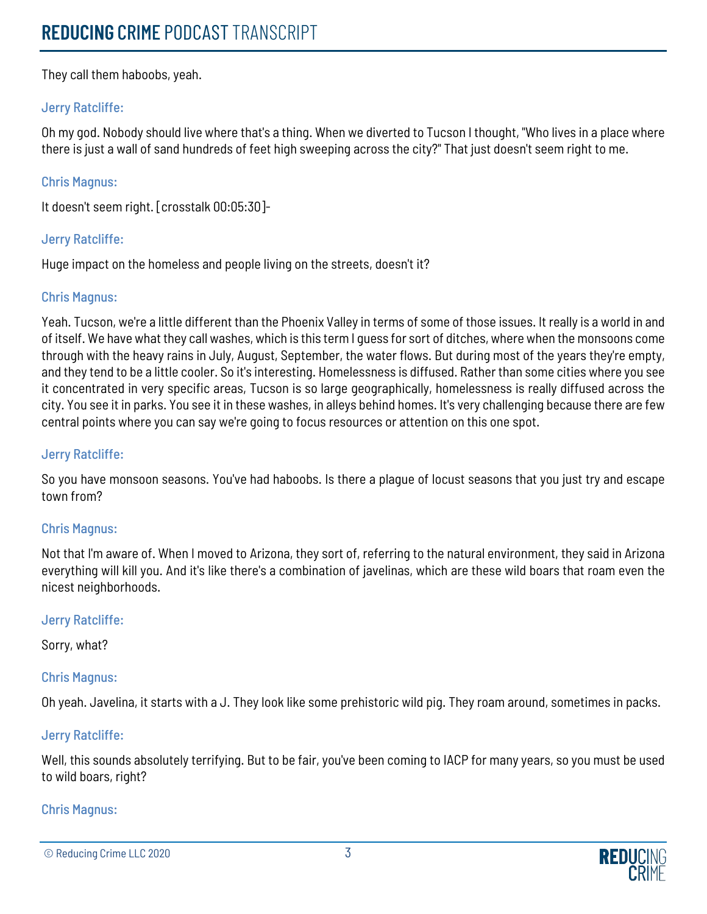They call them haboobs, yeah.

Jerry Ratcliffe:

Oh my god. Nobody should live where that's a thing. When we diverted to Tucson I thought, "Who lives in a place where there is just a wall of sand hundreds of feet high sweeping across the city?" That just doesn't seem right to me.

Chris Magnus:

It doesn't seem right. [crosstalk 00:05:30]-

Jerry Ratcliffe:

Huge impact on the homeless and people living on the streets, doesn't it?

Chris Magnus:

Yeah. Tucson, we're a little different than the Phoenix Valley in terms of some of those issues. It really is a world in and of itself. We have what they call washes, which is this term I guess for sort of ditches, where when the monsoons come through with the heavy rains in July, August, September, the water flows. But during most of the years they're empty, and they tend to be a little cooler. So it's interesting. Homelessness is diffused. Rather than some cities where you see it concentrated in very specific areas, Tucson is so large geographically, homelessness is really diffused across the city. You see it in parks. You see it in these washes, in alleys behind homes. It's very challenging because there are few central points where you can say we're going to focus resources or attention on this one spot.

Jerry Ratcliffe:

So you have monsoon seasons. You've had haboobs. Is there a plague of locust seasons that you just try and escape town from?

Chris Magnus:

Not that I'm aware of. When I moved to Arizona, they sort of, referring to the natural environment, they said in Arizona everything will kill you. And it's like there's a combination of javelinas, which are these wild boars that roam even the nicest neighborhoods.

Jerry Ratcliffe:

Sorry, what?

Chris Magnus:

Oh yeah. Javelina, it starts with a J. They look like some prehistoric wild pig. They roam around, sometimes in packs.

Jerry Ratcliffe:

Well, this sounds absolutely terrifying. But to be fair, you've been coming to IACP for many years, so you must be used to wild boars, right?

Chris Magnus: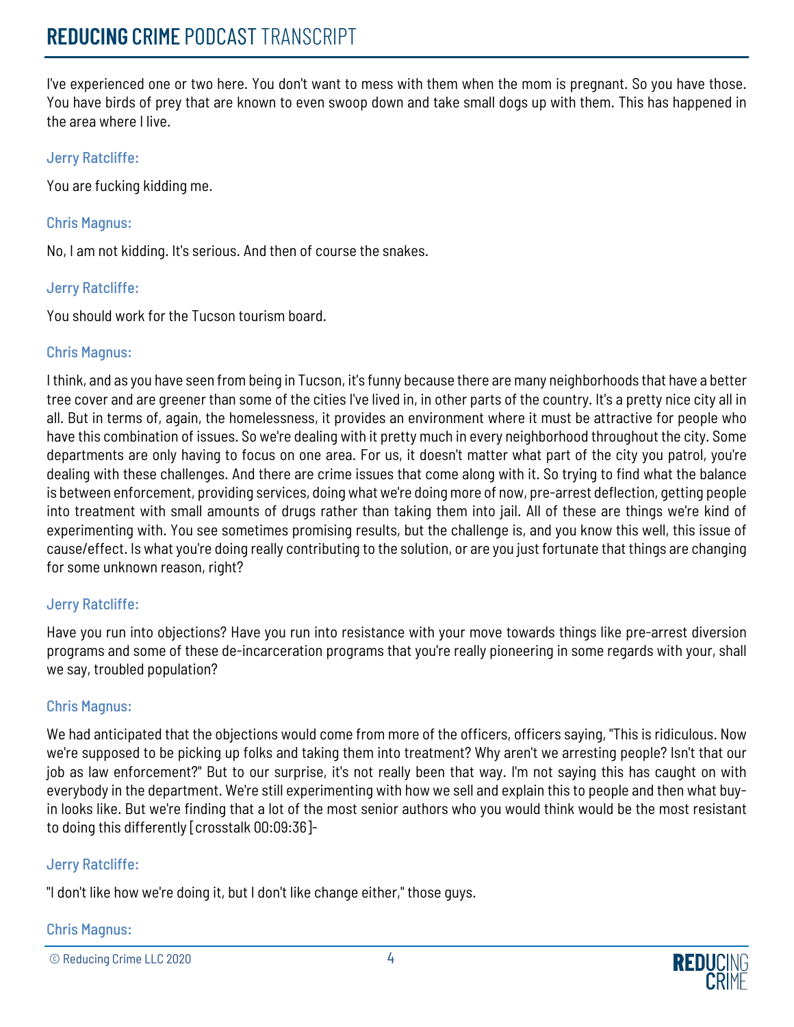I've experienced one or two here. You don't want to mess with them when the mom is pregnant. So you have those. You have birds of prey that are known to even swoop down and take small dogs up with them. This has happened in the area where I live.

**Jerry Ratcliffe:**

You are fucking kidding me.

**Chris Magnus:**

No, I am not kidding. It's serious. And then of course the snakes.

**Jerry Ratcliffe:**

You should work for the Tucson tourism board.

**Chris Magnus:**

I think, and as you have seen from being in Tucson, it's funny because there are many neighborhoods that have a better tree cover and are greener than some of the cities I've lived in, in other parts of the country. It's a pretty nice city all in all. But in terms of, again, the homelessness, it provides an environment where it must be attractive for people who have this combination of issues. So we're dealing with it pretty much in every neighborhood throughout the city. Some departments are only having to focus on one area. For us, it doesn't matter what part of the city you patrol, you're dealing with these challenges. And there are crime issues that come along with it. So trying to find what the balance is between enforcement, providing services, doing what we're doing more of now, pre-arrest deflection, getting people into treatment with small amounts of drugs rather than taking them into jail. All of these are things we're kind of experimenting with. You see sometimes promising results, but the challenge is, and you know this well, this issue of cause/effect. Is what you're doing really contributing to the solution, or are you just fortunate that things are changing for some unknown reason, right?

**Jerry Ratcliffe:**

Have you run into objections? Have you run into resistance with your move towards things like pre-arrest diversion programs and some of these de-incarceration programs that you're really pioneering in some regards with your, shall we say, troubled population?

**Chris Magnus:**

We had anticipated that the objections would come from more of the officers, officers saying, "This is ridiculous. Now we're supposed to be picking up folks and taking them into treatment? Why aren't we arresting people? Isn't that our job as law enforcement?" But to our surprise, it's not really been that way. I'm not saying this has caught on with everybody in the department. We're still experimenting with how we sell and explain this to people and then what buy-in looks like. But we're finding that a lot of the most senior authors who you would think would be the most resistant to doing this differently [crosstalk 00:09:36]-

**Jerry Ratcliffe:**

"I don't like how we're doing it, but I don't like change either," those guys.

**Chris Magnus:**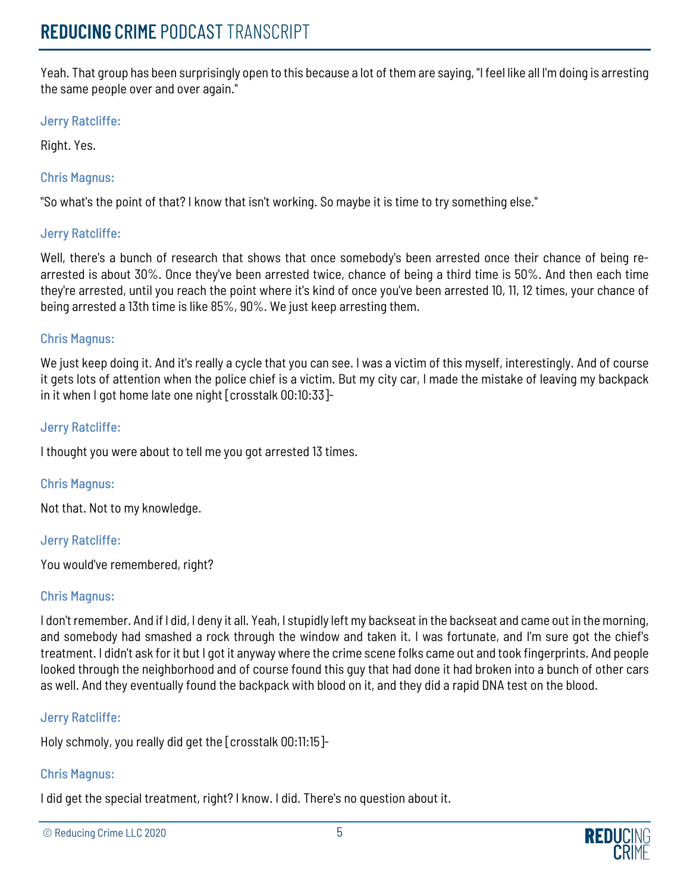Yeah. That group has been surprisingly open to this because a lot of them are saying, "I feel like all I'm doing is arresting the same people over and over again."

Jerry Ratcliffe:

Right. Yes.

Chris Magnus:

"So what's the point of that? I know that isn't working. So maybe it is time to try something else."

Jerry Ratcliffe:

Well, there's a bunch of research that shows that once somebody's been arrested once their chance of being re-arrested is about 30%. Once they've been arrested twice, chance of being a third time is 50%. And then each time they're arrested, until you reach the point where it's kind of once you've been arrested 10, 11, 12 times, your chance of being arrested a 13th time is like 85%, 90%. We just keep arresting them.

Chris Magnus:

We just keep doing it. And it's really a cycle that you can see. I was a victim of this myself, interestingly. And of course it gets lots of attention when the police chief is a victim. But my city car, I made the mistake of leaving my backpack in it when I got home late one night [crosstalk 00:10:33]-

Jerry Ratcliffe:

I thought you were about to tell me you got arrested 13 times.

Chris Magnus:

Not that. Not to my knowledge.

Jerry Ratcliffe:

You would've remembered, right?

Chris Magnus:

I don't remember. And if I did, I deny it all. Yeah, I stupidly left my backseat in the backseat and came out in the morning, and somebody had smashed a rock through the window and taken it. I was fortunate, and I'm sure got the chief's treatment. I didn't ask for it but I got it anyway where the crime scene folks came out and took fingerprints. And people looked through the neighborhood and of course found this guy that had done it had broken into a bunch of other cars as well. And they eventually found the backpack with blood on it, and they did a rapid DNA test on the blood.

Jerry Ratcliffe:

Holy schmoly, you really did get the [crosstalk 00:11:15]-

Chris Magnus:

I did get the special treatment, right? I know. I did. There's no question about it.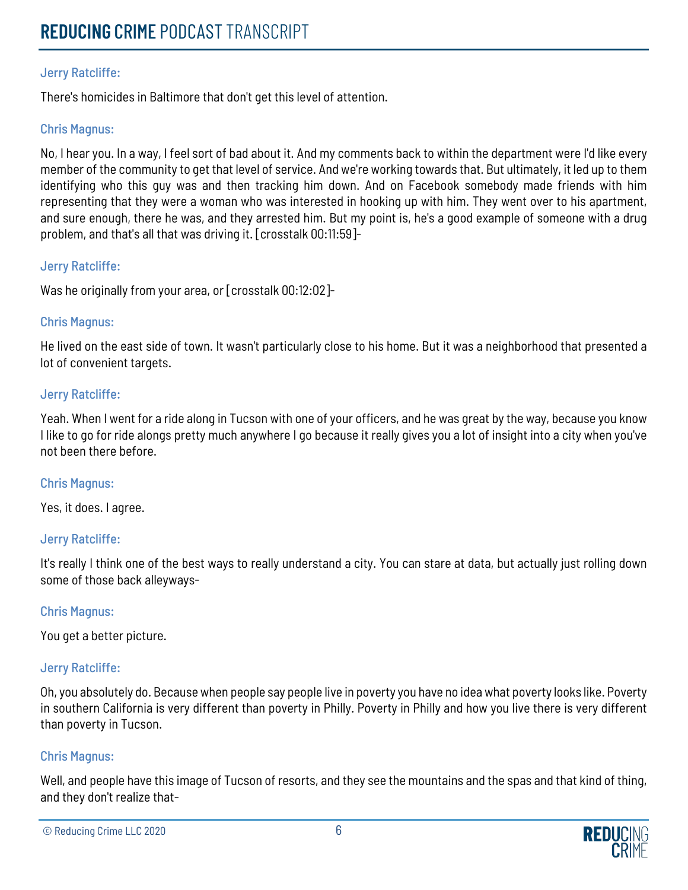Jerry Ratcliffe:

There's homicides in Baltimore that don't get this level of attention.

Chris Magnus:

No, I hear you. In a way, I feel sort of bad about it. And my comments back to within the department were I'd like every member of the community to get that level of service. And we're working towards that. But ultimately, it led up to them identifying who this guy was and then tracking him down. And on Facebook somebody made friends with him representing that they were a woman who was interested in hooking up with him. They went over to his apartment, and sure enough, there he was, and they arrested him. But my point is, he's a good example of someone with a drug problem, and that's all that was driving it. [crosstalk 00:11:59]-

Jerry Ratcliffe:

Was he originally from your area, or [crosstalk 00:12:02]-

Chris Magnus:

He lived on the east side of town. It wasn't particularly close to his home. But it was a neighborhood that presented a lot of convenient targets.

Jerry Ratcliffe:

Yeah. When I went for a ride along in Tucson with one of your officers, and he was great by the way, because you know I like to go for ride alongs pretty much anywhere I go because it really gives you a lot of insight into a city when you've not been there before.

Chris Magnus:

Yes, it does. I agree.

Jerry Ratcliffe:

It's really I think one of the best ways to really understand a city. You can stare at data, but actually just rolling down some of those back alleyways-

Chris Magnus:

You get a better picture.

Jerry Ratcliffe:

Oh, you absolutely do. Because when people say people live in poverty you have no idea what poverty looks like. Poverty in southern California is very different than poverty in Philly. Poverty in Philly and how you live there is very different than poverty in Tucson.

Chris Magnus:

Well, and people have this image of Tucson of resorts, and they see the mountains and the spas and that kind of thing, and they don't realize that-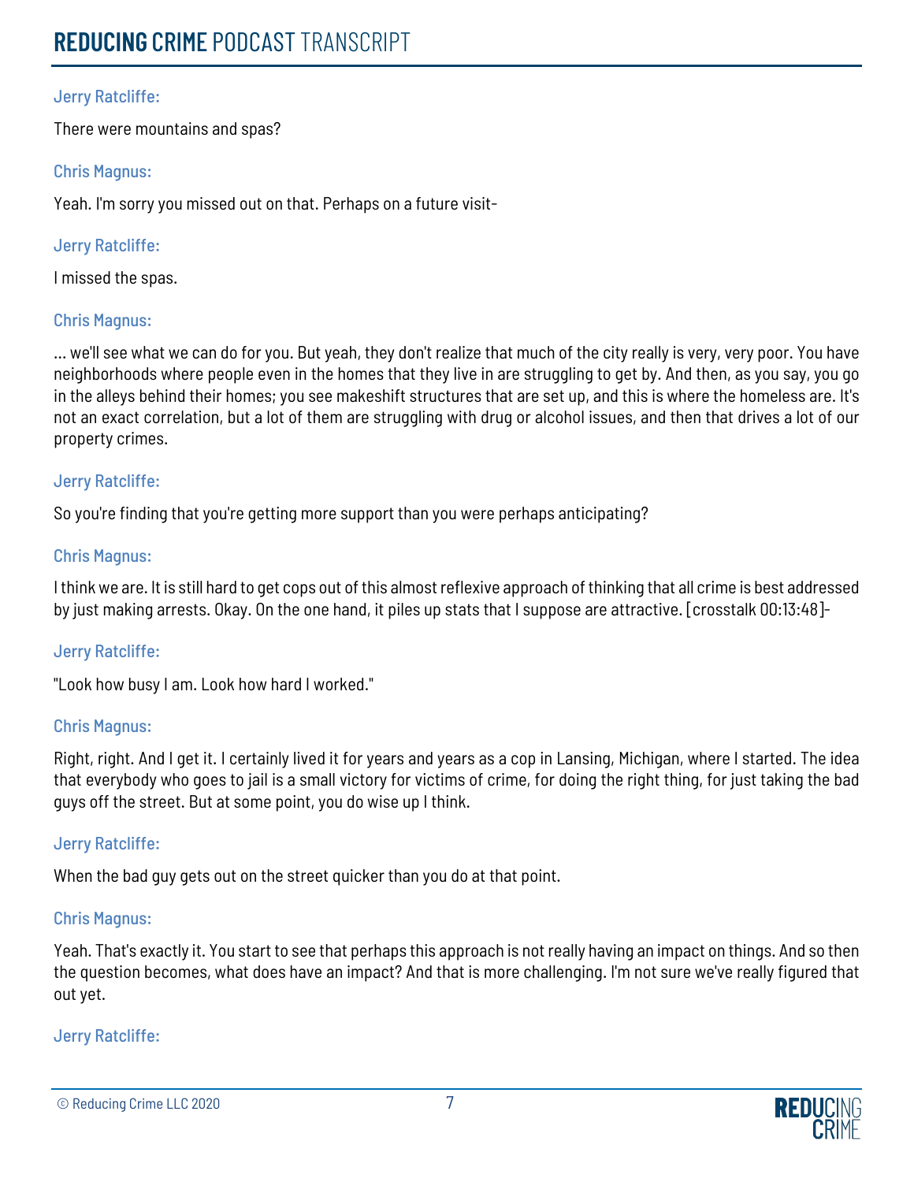Jerry Ratcliffe:

There were mountains and spas?

Chris Magnus:

Yeah. I'm sorry you missed out on that. Perhaps on a future visit-

Jerry Ratcliffe:

I missed the spas.

Chris Magnus:

... we'll see what we can do for you. But yeah, they don't realize that much of the city really is very, very poor. You have neighborhoods where people even in the homes that they live in are struggling to get by. And then, as you say, you go in the alleys behind their homes; you see makeshift structures that are set up, and this is where the homeless are. It's not an exact correlation, but a lot of them are struggling with drug or alcohol issues, and then that drives a lot of our property crimes.

Jerry Ratcliffe:

So you're finding that you're getting more support than you were perhaps anticipating?

Chris Magnus:

I think we are. It is still hard to get cops out of this almost reflexive approach of thinking that all crime is best addressed by just making arrests. Okay. On the one hand, it piles up stats that I suppose are attractive. [crosstalk 00:13:48]-

Jerry Ratcliffe:

"Look how busy I am. Look how hard I worked."

Chris Magnus:

Right, right. And I get it. I certainly lived it for years and years as a cop in Lansing, Michigan, where I started. The idea that everybody who goes to jail is a small victory for victims of crime, for doing the right thing, for just taking the bad guys off the street. But at some point, you do wise up I think.

Jerry Ratcliffe:

When the bad guy gets out on the street quicker than you do at that point.

Chris Magnus:

Yeah. That's exactly it. You start to see that perhaps this approach is not really having an impact on things. And so then the question becomes, what does have an impact? And that is more challenging. I'm not sure we've really figured that out yet.

Jerry Ratcliffe: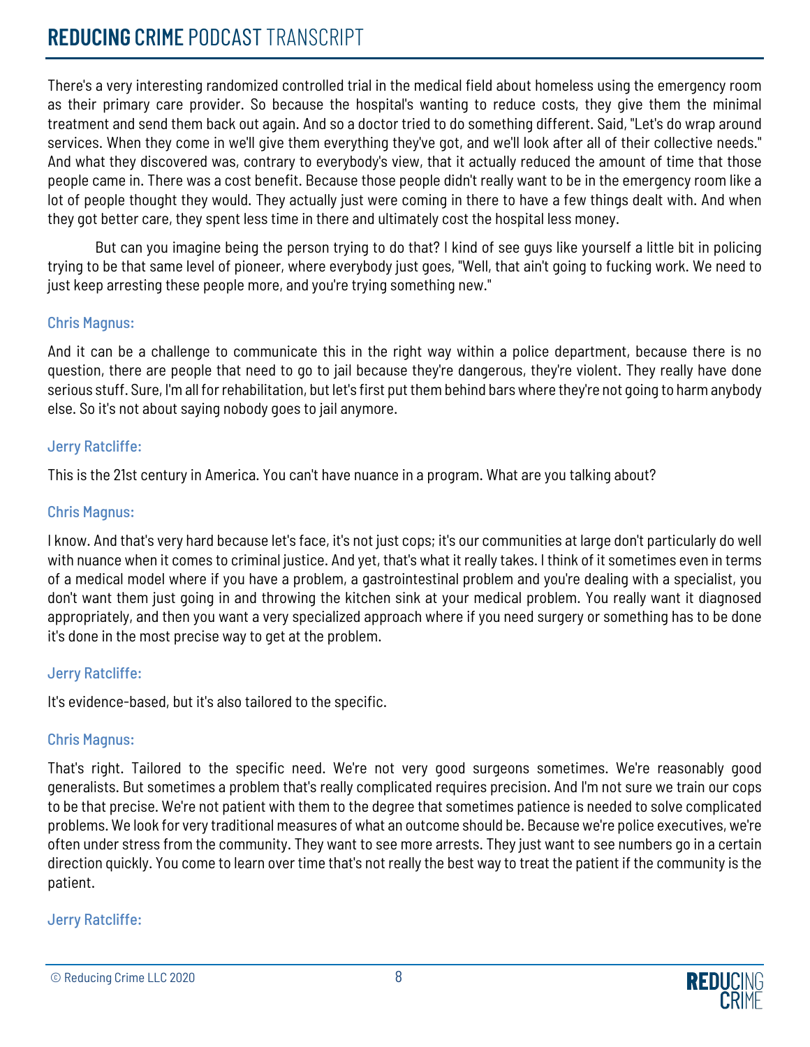There's a very interesting randomized controlled trial in the medical field about homeless using the emergency room as their primary care provider. So because the hospital's wanting to reduce costs, they give them the minimal treatment and send them back out again. And so a doctor tried to do something different. Said, "Let's do wrap around services. When they come in we'll give them everything they've got, and we'll look after all of their collective needs." And what they discovered was, contrary to everybody's view, that it actually reduced the amount of time that those people came in. There was a cost benefit. Because those people didn't really want to be in the emergency room like a lot of people thought they would. They actually just were coming in there to have a few things dealt with. And when they got better care, they spent less time in there and ultimately cost the hospital less money.

But can you imagine being the person trying to do that? I kind of see guys like yourself a little bit in policing trying to be that same level of pioneer, where everybody just goes, "Well, that ain't going to fucking work. We need to just keep arresting these people more, and you're trying something new."

**Chris Magnus:**

And it can be a challenge to communicate this in the right way within a police department, because there is no question, there are people that need to go to jail because they're dangerous, they're violent. They really have done serious stuff. Sure, I'm all for rehabilitation, but let's first put them behind bars where they're not going to harm anybody else. So it's not about saying nobody goes to jail anymore.

**Jerry Ratcliffe:**

This is the 21st century in America. You can't have nuance in a program. What are you talking about?

**Chris Magnus:**

I know. And that's very hard because let's face, it's not just cops; it's our communities at large don't particularly do well with nuance when it comes to criminal justice. And yet, that's what it really takes. I think of it sometimes even in terms of a medical model where if you have a problem, a gastrointestinal problem and you're dealing with a specialist, you don't want them just going in and throwing the kitchen sink at your medical problem. You really want it diagnosed appropriately, and then you want a very specialized approach where if you need surgery or something has to be done it's done in the most precise way to get at the problem.

**Jerry Ratcliffe:**

It's evidence-based, but it's also tailored to the specific.

**Chris Magnus:**

That's right. Tailored to the specific need. We're not very good surgeons sometimes. We're reasonably good generalists. But sometimes a problem that's really complicated requires precision. And I'm not sure we train our cops to be that precise. We're not patient with them to the degree that sometimes patience is needed to solve complicated problems. We look for very traditional measures of what an outcome should be. Because we're police executives, we're often under stress from the community. They want to see more arrests. They just want to see numbers go in a certain direction quickly. You come to learn over time that's not really the best way to treat the patient if the community is the patient.

**Jerry Ratcliffe:**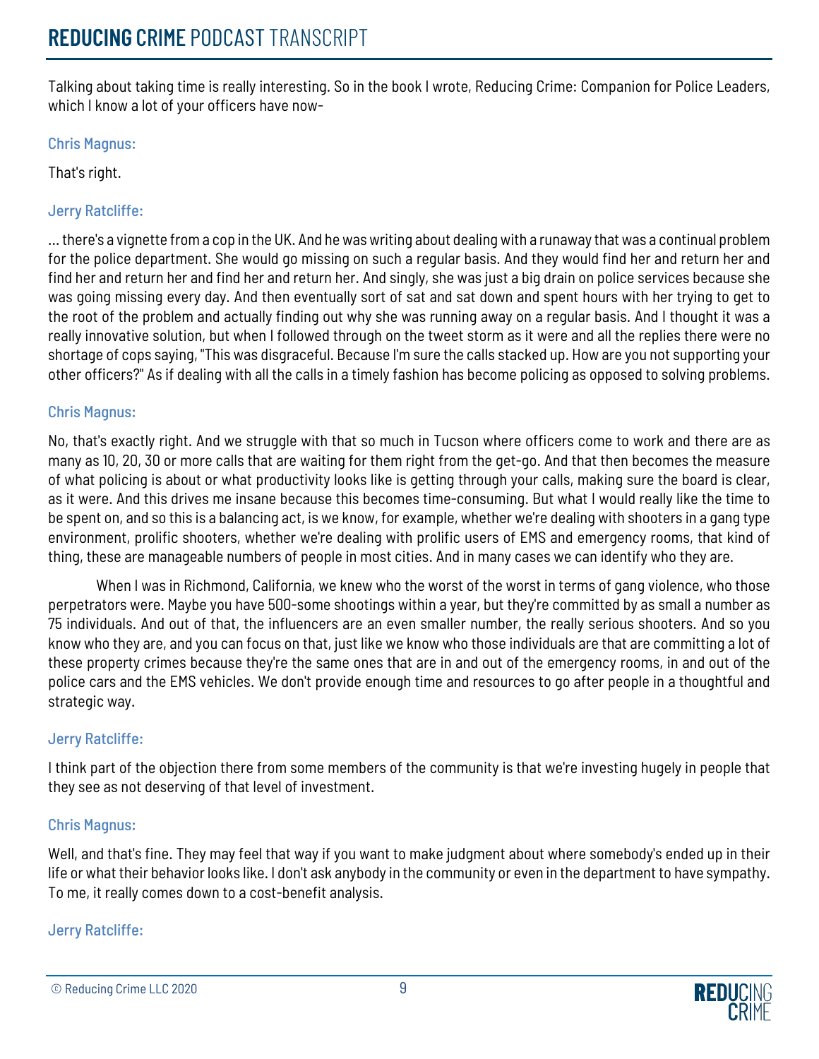Talking about taking time is really interesting. So in the book I wrote, Reducing Crime: Companion for Police Leaders, which I know a lot of your officers have now-

**Chris Magnus:**

That's right.

**Jerry Ratcliffe:**

... there's a vignette from a cop in the UK. And he was writing about dealing with a runaway that was a continual problem for the police department. She would go missing on such a regular basis. And they would find her and return her and find her and return her and find her and return her. And singly, she was just a big drain on police services because she was going missing every day. And then eventually sort of sat and sat down and spent hours with her trying to get to the root of the problem and actually finding out why she was running away on a regular basis. And I thought it was a really innovative solution, but when I followed through on the tweet storm as it were and all the replies there were no shortage of cops saying, "This was disgraceful. Because I'm sure the calls stacked up. How are you not supporting your other officers?" As if dealing with all the calls in a timely fashion has become policing as opposed to solving problems.

**Chris Magnus:**

No, that's exactly right. And we struggle with that so much in Tucson where officers come to work and there are as many as 10, 20, 30 or more calls that are waiting for them right from the get-go. And that then becomes the measure of what policing is about or what productivity looks like is getting through your calls, making sure the board is clear, as it were. And this drives me insane because this becomes time-consuming. But what I would really like the time to be spent on, and so this is a balancing act, is we know, for example, whether we're dealing with shooters in a gang type environment, prolific shooters, whether we're dealing with prolific users of EMS and emergency rooms, that kind of thing, these are manageable numbers of people in most cities. And in many cases we can identify who they are.

When I was in Richmond, California, we knew who the worst of the worst in terms of gang violence, who those perpetrators were. Maybe you have 500-some shootings within a year, but they're committed by as small a number as 75 individuals. And out of that, the influencers are an even smaller number, the really serious shooters. And so you know who they are, and you can focus on that, just like we know who those individuals are that are committing a lot of these property crimes because they're the same ones that are in and out of the emergency rooms, in and out of the police cars and the EMS vehicles. We don't provide enough time and resources to go after people in a thoughtful and strategic way.

**Jerry Ratcliffe:**

I think part of the objection there from some members of the community is that we're investing hugely in people that they see as not deserving of that level of investment.

**Chris Magnus:**

Well, and that's fine. They may feel that way if you want to make judgment about where somebody's ended up in their life or what their behavior looks like. I don't ask anybody in the community or even in the department to have sympathy. To me, it really comes down to a cost-benefit analysis.

**Jerry Ratcliffe:**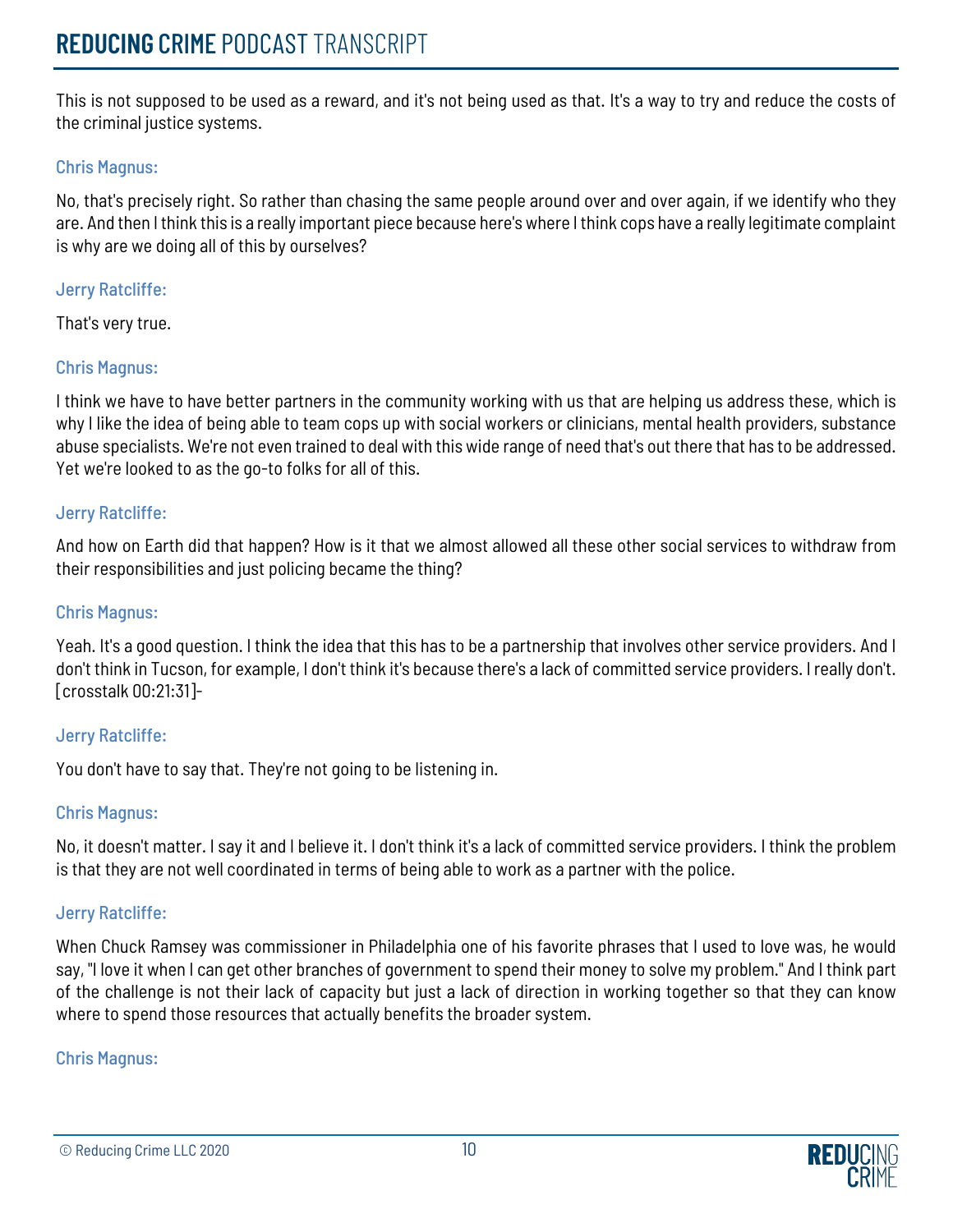This is not supposed to be used as a reward, and it's not being used as that. It's a way to try and reduce the costs of the criminal justice systems.

Chris Magnus:

No, that's precisely right. So rather than chasing the same people around over and over again, if we identify who they are. And then I think this is a really important piece because here's where I think cops have a really legitimate complaint is why are we doing all of this by ourselves?

Jerry Ratcliffe:

That's very true.

Chris Magnus:

I think we have to have better partners in the community working with us that are helping us address these, which is why I like the idea of being able to team cops up with social workers or clinicians, mental health providers, substance abuse specialists. We're not even trained to deal with this wide range of need that's out there that has to be addressed. Yet we're looked to as the go-to folks for all of this.

Jerry Ratcliffe:

And how on Earth did that happen? How is it that we almost allowed all these other social services to withdraw from their responsibilities and just policing became the thing?

Chris Magnus:

Yeah. It's a good question. I think the idea that this has to be a partnership that involves other service providers. And I don't think in Tucson, for example, I don't think it's because there's a lack of committed service providers. I really don't. [crosstalk 00:21:31]-

Jerry Ratcliffe:

You don't have to say that. They're not going to be listening in.

Chris Magnus:

No, it doesn't matter. I say it and I believe it. I don't think it's a lack of committed service providers. I think the problem is that they are not well coordinated in terms of being able to work as a partner with the police.

Jerry Ratcliffe:

When Chuck Ramsey was commissioner in Philadelphia one of his favorite phrases that I used to love was, he would say, "I love it when I can get other branches of government to spend their money to solve my problem." And I think part of the challenge is not their lack of capacity but just a lack of direction in working together so that they can know where to spend those resources that actually benefits the broader system.

Chris Magnus: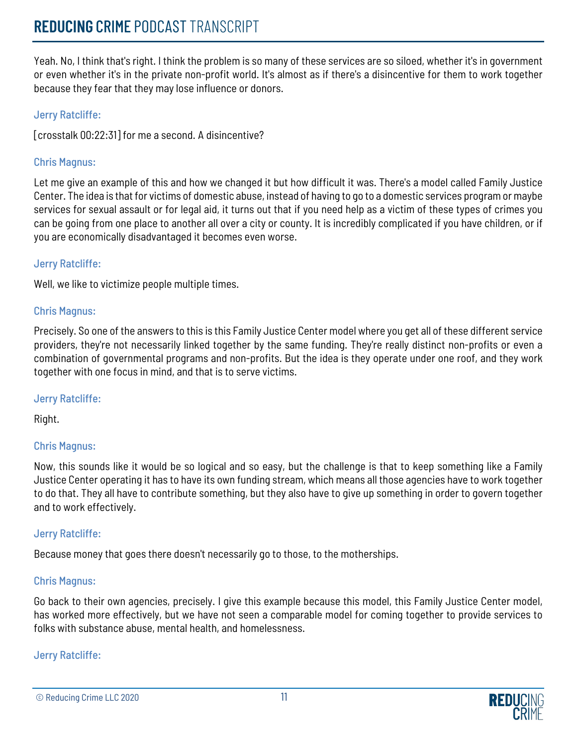Yeah. No, I think that's right. I think the problem is so many of these services are so siloed, whether it's in government or even whether it's in the private non-profit world. It's almost as if there's a disincentive for them to work together because they fear that they may lose influence or donors.

**Jerry Ratcliffe:**

[crosstalk 00:22:31] for me a second. A disincentive?

**Chris Magnus:**

Let me give an example of this and how we changed it but how difficult it was. There's a model called Family Justice Center. The idea is that for victims of domestic abuse, instead of having to go to a domestic services program or maybe services for sexual assault or for legal aid, it turns out that if you need help as a victim of these types of crimes you can be going from one place to another all over a city or county. It is incredibly complicated if you have children, or if you are economically disadvantaged it becomes even worse.

**Jerry Ratcliffe:**

Well, we like to victimize people multiple times.

**Chris Magnus:**

Precisely. So one of the answers to this is this Family Justice Center model where you get all of these different service providers, they're not necessarily linked together by the same funding. They're really distinct non-profits or even a combination of governmental programs and non-profits. But the idea is they operate under one roof, and they work together with one focus in mind, and that is to serve victims.

**Jerry Ratcliffe:**

Right.

**Chris Magnus:**

Now, this sounds like it would be so logical and so easy, but the challenge is that to keep something like a Family Justice Center operating it has to have its own funding stream, which means all those agencies have to work together to do that. They all have to contribute something, but they also have to give up something in order to govern together and to work effectively.

**Jerry Ratcliffe:**

Because money that goes there doesn't necessarily go to those, to the motherships.

**Chris Magnus:**

Go back to their own agencies, precisely. I give this example because this model, this Family Justice Center model, has worked more effectively, but we have not seen a comparable model for coming together to provide services to folks with substance abuse, mental health, and homelessness.

**Jerry Ratcliffe:**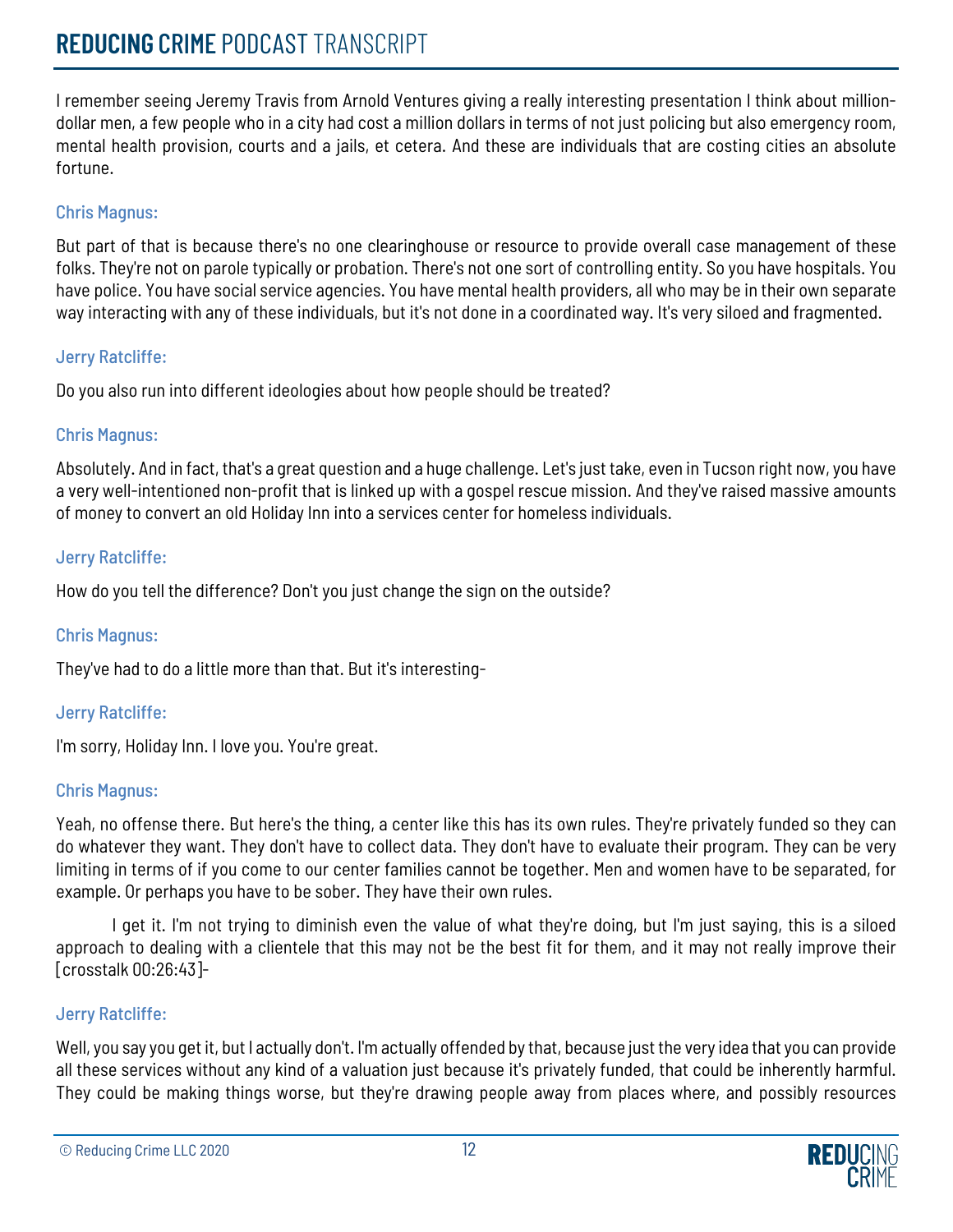I remember seeing Jeremy Travis from Arnold Ventures giving a really interesting presentation I think about million-dollar men, a few people who in a city had cost a million dollars in terms of not just policing but also emergency room, mental health provision, courts and a jails, et cetera. And these are individuals that are costing cities an absolute fortune.

### Chris Magnus:

But part of that is because there's no one clearinghouse or resource to provide overall case management of these folks. They're not on parole typically or probation. There's not one sort of controlling entity. So you have hospitals. You have police. You have social service agencies. You have mental health providers, all who may be in their own separate way interacting with any of these individuals, but it's not done in a coordinated way. It's very siloed and fragmented.

### Jerry Ratcliffe:

Do you also run into different ideologies about how people should be treated?

### Chris Magnus:

Absolutely. And in fact, that's a great question and a huge challenge. Let's just take, even in Tucson right now, you have a very well-intentioned non-profit that is linked up with a gospel rescue mission. And they've raised massive amounts of money to convert an old Holiday Inn into a services center for homeless individuals.

### Jerry Ratcliffe:

How do you tell the difference? Don't you just change the sign on the outside?

### Chris Magnus:

They've had to do a little more than that. But it's interesting-

### Jerry Ratcliffe:

I'm sorry, Holiday Inn. I love you. You're great.

### Chris Magnus:

Yeah, no offense there. But here's the thing, a center like this has its own rules. They're privately funded so they can do whatever they want. They don't have to collect data. They don't have to evaluate their program. They can be very limiting in terms of if you come to our center families cannot be together. Men and women have to be separated, for example. Or perhaps you have to be sober. They have their own rules.

I get it. I'm not trying to diminish even the value of what they're doing, but I'm just saying, this is a siloed approach to dealing with a clientele that this may not be the best fit for them, and it may not really improve their [crosstalk 00:26:43]-

### Jerry Ratcliffe:

Well, you say you get it, but I actually don't. I'm actually offended by that, because just the very idea that you can provide all these services without any kind of a valuation just because it's privately funded, that could be inherently harmful. They could be making things worse, but they're drawing people away from places where, and possibly resources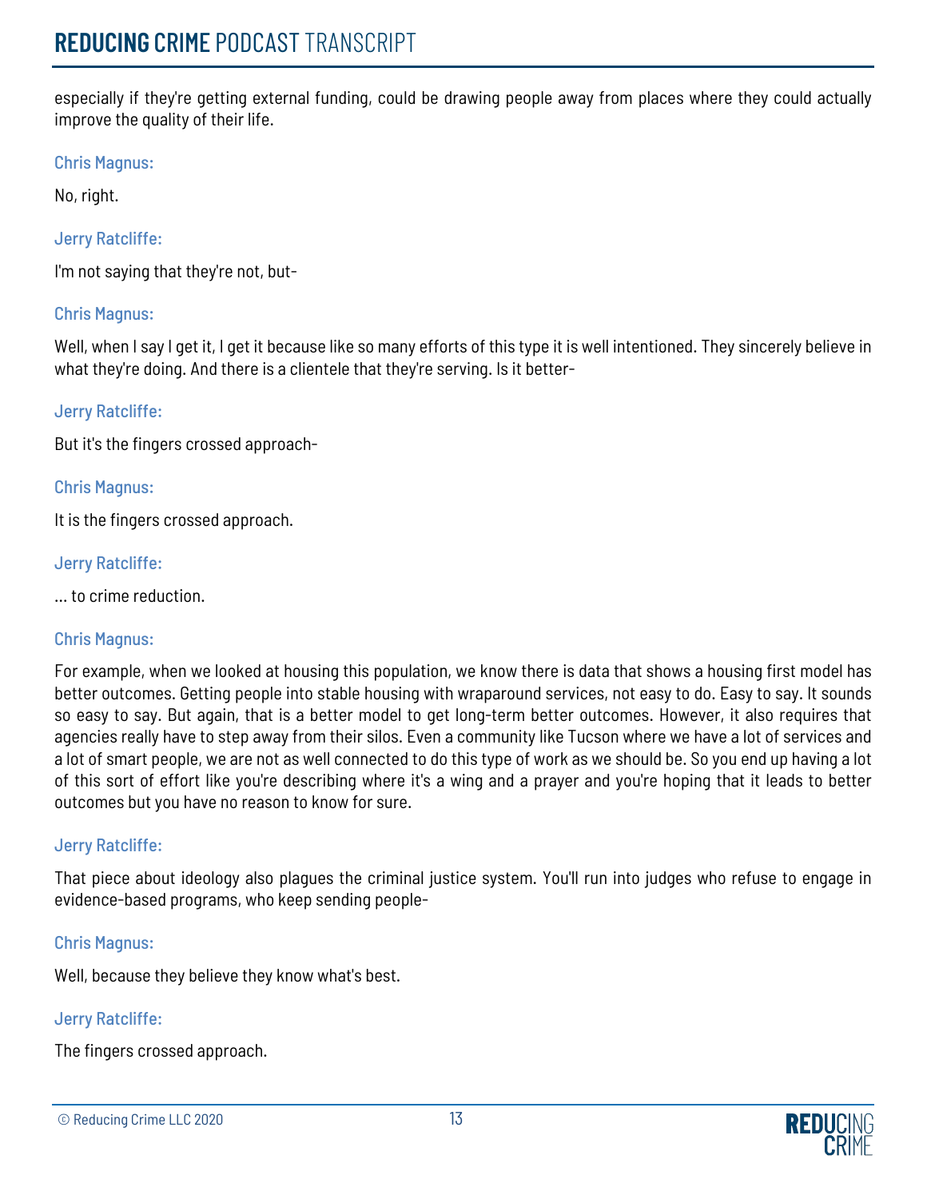especially if they're getting external funding, could be drawing people away from places where they could actually improve the quality of their life.

Chris Magnus:

No, right.

Jerry Ratcliffe:

I'm not saying that they're not, but-

Chris Magnus:

Well, when I say I get it, I get it because like so many efforts of this type it is well intentioned. They sincerely believe in what they're doing. And there is a clientele that they're serving. Is it better-

Jerry Ratcliffe:

But it's the fingers crossed approach-

Chris Magnus:

It is the fingers crossed approach.

Jerry Ratcliffe:

... to crime reduction.

Chris Magnus:

For example, when we looked at housing this population, we know there is data that shows a housing first model has better outcomes. Getting people into stable housing with wraparound services, not easy to do. Easy to say. It sounds so easy to say. But again, that is a better model to get long-term better outcomes. However, it also requires that agencies really have to step away from their silos. Even a community like Tucson where we have a lot of services and a lot of smart people, we are not as well connected to do this type of work as we should be. So you end up having a lot of this sort of effort like you're describing where it's a wing and a prayer and you're hoping that it leads to better outcomes but you have no reason to know for sure.

Jerry Ratcliffe:

That piece about ideology also plagues the criminal justice system. You'll run into judges who refuse to engage in evidence-based programs, who keep sending people-

Chris Magnus:

Well, because they believe they know what's best.

Jerry Ratcliffe:

The fingers crossed approach.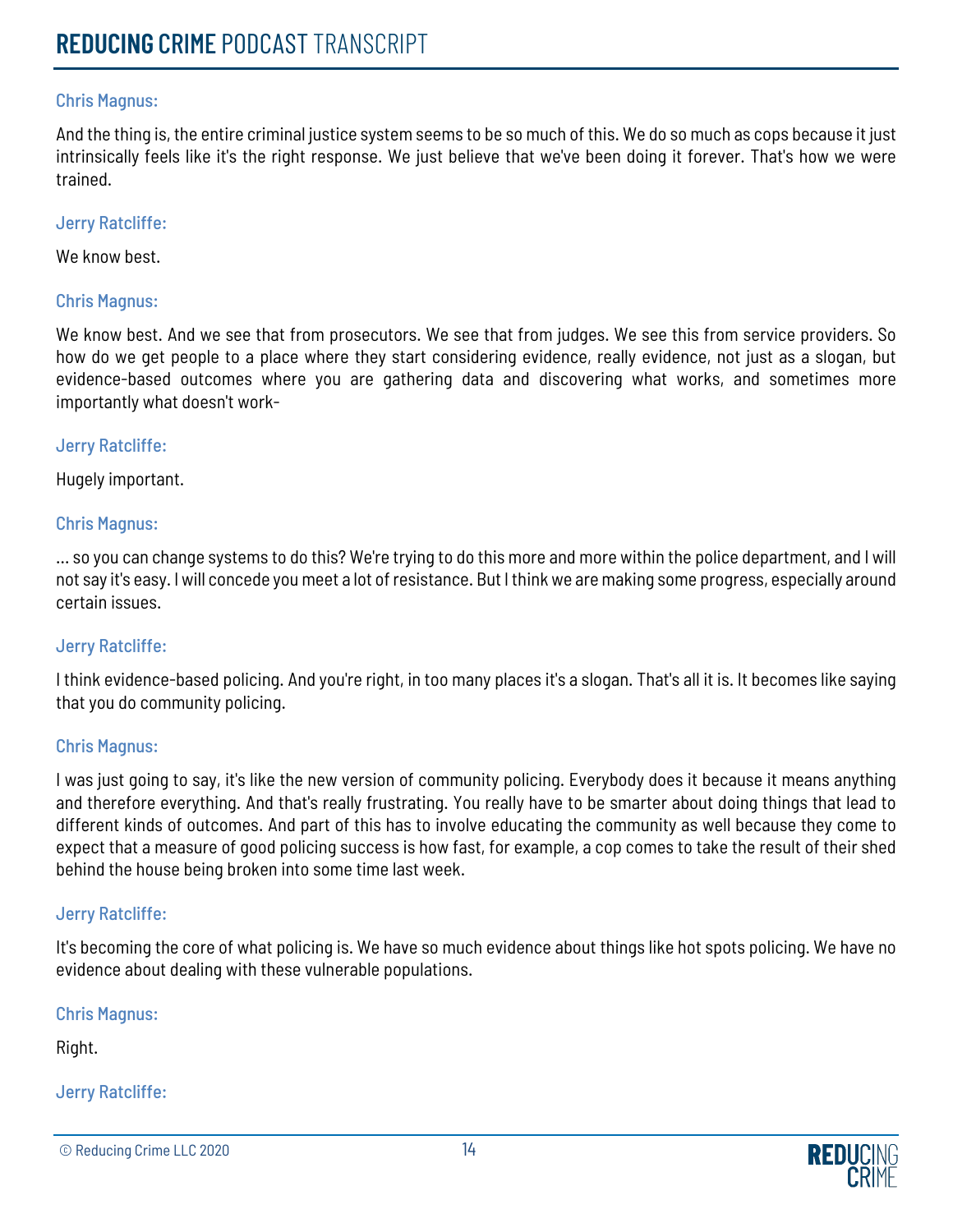Chris Magnus:

And the thing is, the entire criminal justice system seems to be so much of this. We do so much as cops because it just intrinsically feels like it's the right response. We just believe that we've been doing it forever. That's how we were trained.

Jerry Ratcliffe:

We know best.

Chris Magnus:

We know best. And we see that from prosecutors. We see that from judges. We see this from service providers. So how do we get people to a place where they start considering evidence, really evidence, not just as a slogan, but evidence-based outcomes where you are gathering data and discovering what works, and sometimes more importantly what doesn't work-

Jerry Ratcliffe:

Hugely important.

Chris Magnus:

... so you can change systems to do this? We're trying to do this more and more within the police department, and I will not say it's easy. I will concede you meet a lot of resistance. But I think we are making some progress, especially around certain issues.

Jerry Ratcliffe:

I think evidence-based policing. And you're right, in too many places it's a slogan. That's all it is. It becomes like saying that you do community policing.

Chris Magnus:

I was just going to say, it's like the new version of community policing. Everybody does it because it means anything and therefore everything. And that's really frustrating. You really have to be smarter about doing things that lead to different kinds of outcomes. And part of this has to involve educating the community as well because they come to expect that a measure of good policing success is how fast, for example, a cop comes to take the result of their shed behind the house being broken into some time last week.

Jerry Ratcliffe:

It's becoming the core of what policing is. We have so much evidence about things like hot spots policing. We have no evidence about dealing with these vulnerable populations.

Chris Magnus:

Right.

Jerry Ratcliffe: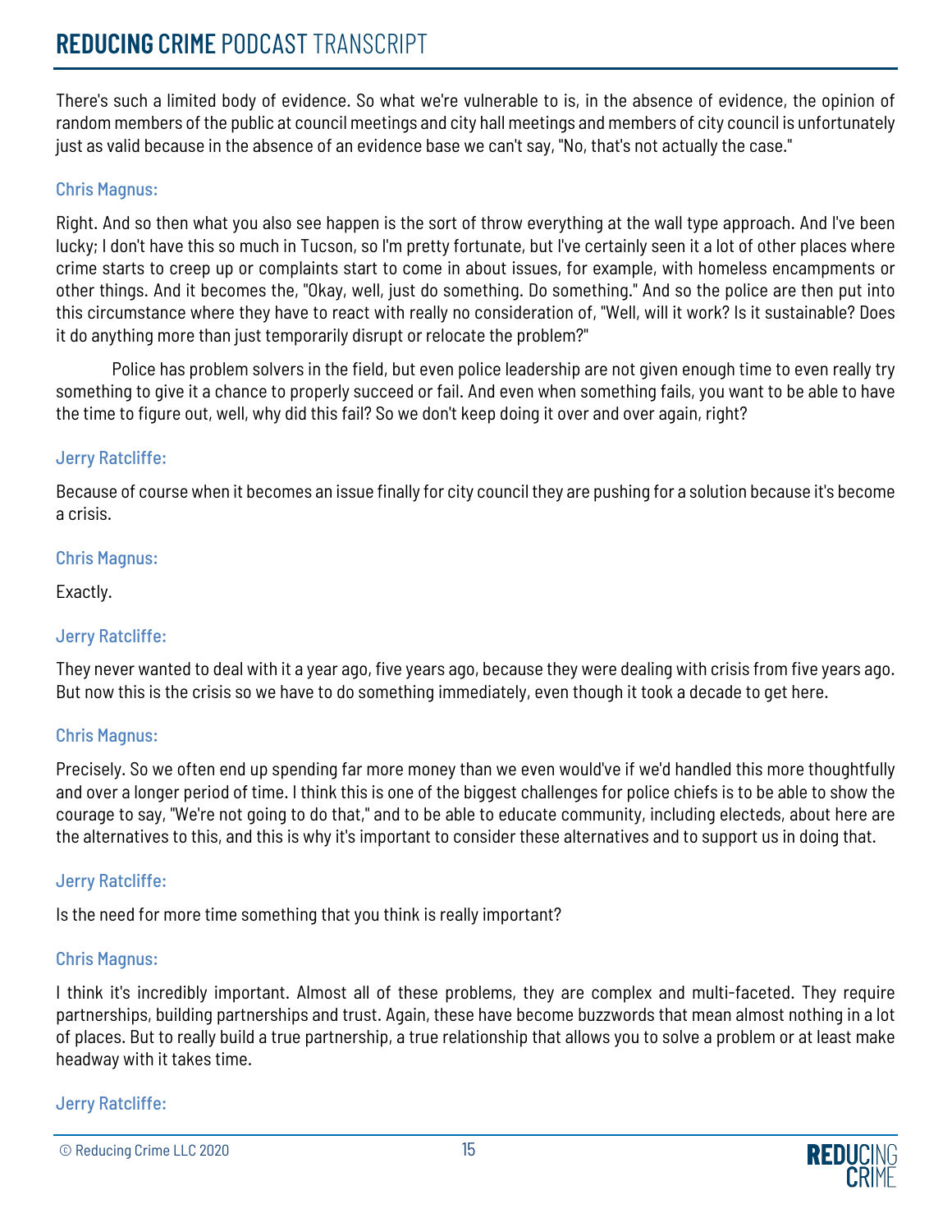There's such a limited body of evidence. So what we're vulnerable to is, in the absence of evidence, the opinion of random members of the public at council meetings and city hall meetings and members of city council is unfortunately just as valid because in the absence of an evidence base we can't say, "No, that's not actually the case."

Chris Magnus:

Right. And so then what you also see happen is the sort of throw everything at the wall type approach. And I've been lucky; I don't have this so much in Tucson, so I'm pretty fortunate, but I've certainly seen it a lot of other places where crime starts to creep up or complaints start to come in about issues, for example, with homeless encampments or other things. And it becomes the, "Okay, well, just do something. Do something." And so the police are then put into this circumstance where they have to react with really no consideration of, "Well, will it work? Is it sustainable? Does it do anything more than just temporarily disrupt or relocate the problem?"

Police has problem solvers in the field, but even police leadership are not given enough time to even really try something to give it a chance to properly succeed or fail. And even when something fails, you want to be able to have the time to figure out, well, why did this fail? So we don't keep doing it over and over again, right?

Jerry Ratcliffe:

Because of course when it becomes an issue finally for city council they are pushing for a solution because it's become a crisis.

Chris Magnus:

Exactly.

Jerry Ratcliffe:

They never wanted to deal with it a year ago, five years ago, because they were dealing with crisis from five years ago. But now this is the crisis so we have to do something immediately, even though it took a decade to get here.

Chris Magnus:

Precisely. So we often end up spending far more money than we even would've if we'd handled this more thoughtfully and over a longer period of time. I think this is one of the biggest challenges for police chiefs is to be able to show the courage to say, "We're not going to do that," and to be able to educate community, including electeds, about here are the alternatives to this, and this is why it's important to consider these alternatives and to support us in doing that.

Jerry Ratcliffe:

Is the need for more time something that you think is really important?

Chris Magnus:

I think it's incredibly important. Almost all of these problems, they are complex and multi-faceted. They require partnerships, building partnerships and trust. Again, these have become buzzwords that mean almost nothing in a lot of places. But to really build a true partnership, a true relationship that allows you to solve a problem or at least make headway with it takes time.

Jerry Ratcliffe: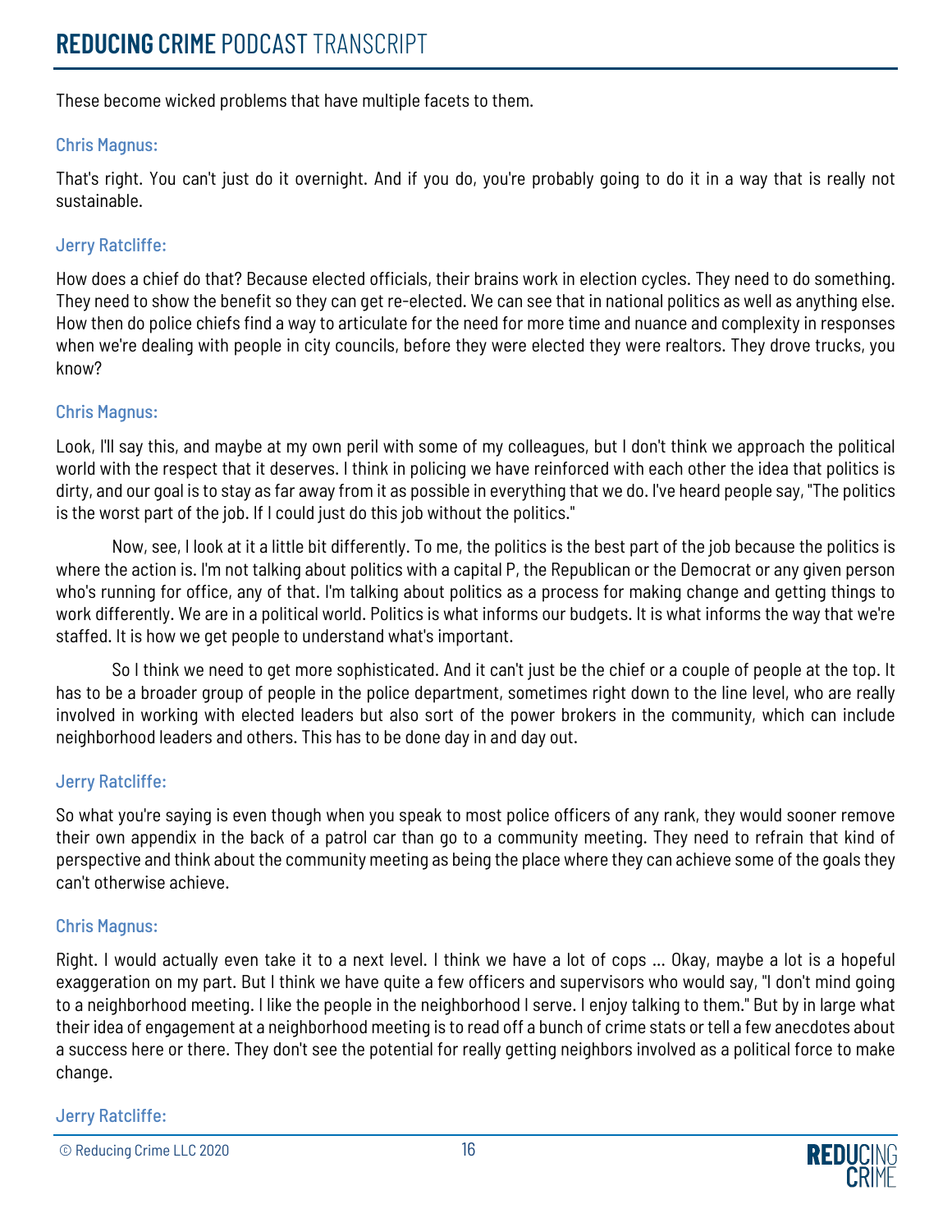These become wicked problems that have multiple facets to them.

Chris Magnus:

That's right. You can't just do it overnight. And if you do, you're probably going to do it in a way that is really not sustainable.

Jerry Ratcliffe:

How does a chief do that? Because elected officials, their brains work in election cycles. They need to do something. They need to show the benefit so they can get re-elected. We can see that in national politics as well as anything else. How then do police chiefs find a way to articulate for the need for more time and nuance and complexity in responses when we're dealing with people in city councils, before they were elected they were realtors. They drove trucks, you know?

Chris Magnus:

Look, I'll say this, and maybe at my own peril with some of my colleagues, but I don't think we approach the political world with the respect that it deserves. I think in policing we have reinforced with each other the idea that politics is dirty, and our goal is to stay as far away from it as possible in everything that we do. I've heard people say, "The politics is the worst part of the job. If I could just do this job without the politics."

Now, see, I look at it a little bit differently. To me, the politics is the best part of the job because the politics is where the action is. I'm not talking about politics with a capital P, the Republican or the Democrat or any given person who's running for office, any of that. I'm talking about politics as a process for making change and getting things to work differently. We are in a political world. Politics is what informs our budgets. It is what informs the way that we're staffed. It is how we get people to understand what's important.

So I think we need to get more sophisticated. And it can't just be the chief or a couple of people at the top. It has to be a broader group of people in the police department, sometimes right down to the line level, who are really involved in working with elected leaders but also sort of the power brokers in the community, which can include neighborhood leaders and others. This has to be done day in and day out.

Jerry Ratcliffe:

So what you're saying is even though when you speak to most police officers of any rank, they would sooner remove their own appendix in the back of a patrol car than go to a community meeting. They need to refrain that kind of perspective and think about the community meeting as being the place where they can achieve some of the goals they can't otherwise achieve.

Chris Magnus:

Right. I would actually even take it to a next level. I think we have a lot of cops ... Okay, maybe a lot is a hopeful exaggeration on my part. But I think we have quite a few officers and supervisors who would say, "I don't mind going to a neighborhood meeting. I like the people in the neighborhood I serve. I enjoy talking to them." But by in large what their idea of engagement at a neighborhood meeting is to read off a bunch of crime stats or tell a few anecdotes about a success here or there. They don't see the potential for really getting neighbors involved as a political force to make change.

Jerry Ratcliffe: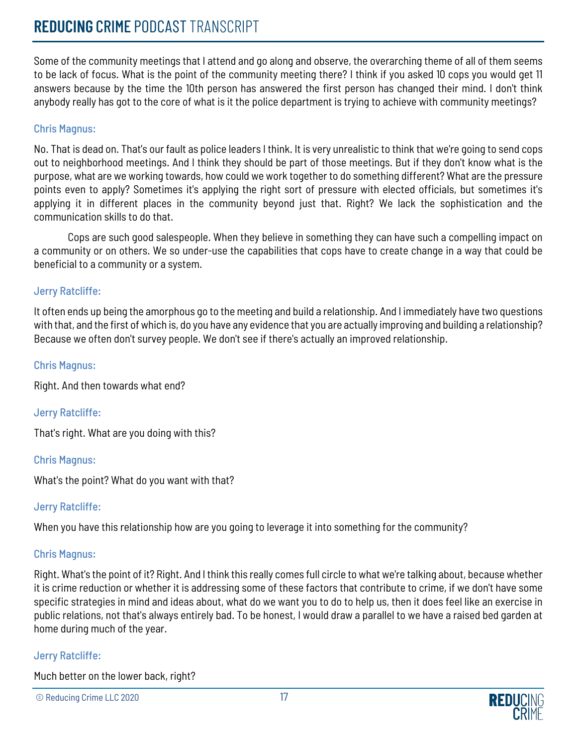Some of the community meetings that I attend and go along and observe, the overarching theme of all of them seems to be lack of focus. What is the point of the community meeting there? I think if you asked 10 cops you would get 11 answers because by the time the 10th person has answered the first person has changed their mind. I don't think anybody really has got to the core of what is it the police department is trying to achieve with community meetings?

### Chris Magnus:

No. That is dead on. That's our fault as police leaders I think. It is very unrealistic to think that we're going to send cops out to neighborhood meetings. And I think they should be part of those meetings. But if they don't know what is the purpose, what are we working towards, how could we work together to do something different? What are the pressure points even to apply? Sometimes it's applying the right sort of pressure with elected officials, but sometimes it's applying it in different places in the community beyond just that. Right? We lack the sophistication and the communication skills to do that.

Cops are such good salespeople. When they believe in something they can have such a compelling impact on a community or on others. We so under-use the capabilities that cops have to create change in a way that could be beneficial to a community or a system.

### Jerry Ratcliffe:

It often ends up being the amorphous go to the meeting and build a relationship. And I immediately have two questions with that, and the first of which is, do you have any evidence that you are actually improving and building a relationship? Because we often don't survey people. We don't see if there's actually an improved relationship.

### Chris Magnus:

Right. And then towards what end?

### Jerry Ratcliffe:

That's right. What are you doing with this?

### Chris Magnus:

What's the point? What do you want with that?

### Jerry Ratcliffe:

When you have this relationship how are you going to leverage it into something for the community?

### Chris Magnus:

Right. What's the point of it? Right. And I think this really comes full circle to what we're talking about, because whether it is crime reduction or whether it is addressing some of these factors that contribute to crime, if we don't have some specific strategies in mind and ideas about, what do we want you to do to help us, then it does feel like an exercise in public relations, not that's always entirely bad. To be honest, I would draw a parallel to we have a raised bed garden at home during much of the year.

### Jerry Ratcliffe:

Much better on the lower back, right?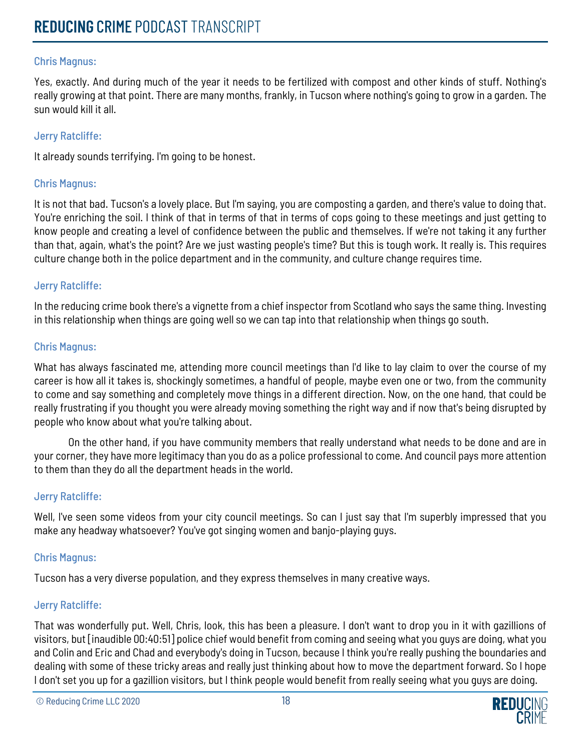Chris Magnus:

Yes, exactly. And during much of the year it needs to be fertilized with compost and other kinds of stuff. Nothing's really growing at that point. There are many months, frankly, in Tucson where nothing's going to grow in a garden. The sun would kill it all.

Jerry Ratcliffe:

It already sounds terrifying. I'm going to be honest.

Chris Magnus:

It is not that bad. Tucson's a lovely place. But I'm saying, you are composting a garden, and there's value to doing that. You're enriching the soil. I think of that in terms of that in terms of cops going to these meetings and just getting to know people and creating a level of confidence between the public and themselves. If we're not taking it any further than that, again, what's the point? Are we just wasting people's time? But this is tough work. It really is. This requires culture change both in the police department and in the community, and culture change requires time.

Jerry Ratcliffe:

In the reducing crime book there's a vignette from a chief inspector from Scotland who says the same thing. Investing in this relationship when things are going well so we can tap into that relationship when things go south.

Chris Magnus:

What has always fascinated me, attending more council meetings than I'd like to lay claim to over the course of my career is how all it takes is, shockingly sometimes, a handful of people, maybe even one or two, from the community to come and say something and completely move things in a different direction. Now, on the one hand, that could be really frustrating if you thought you were already moving something the right way and if now that's being disrupted by people who know about what you're talking about.

On the other hand, if you have community members that really understand what needs to be done and are in your corner, they have more legitimacy than you do as a police professional to come. And council pays more attention to them than they do all the department heads in the world.

Jerry Ratcliffe:

Well, I've seen some videos from your city council meetings. So can I just say that I'm superbly impressed that you make any headway whatsoever? You've got singing women and banjo-playing guys.

Chris Magnus:

Tucson has a very diverse population, and they express themselves in many creative ways.

Jerry Ratcliffe:

That was wonderfully put. Well, Chris, look, this has been a pleasure. I don't want to drop you in it with gazillions of visitors, but [inaudible 00:40:51] police chief would benefit from coming and seeing what you guys are doing, what you and Colin and Eric and Chad and everybody's doing in Tucson, because I think you're really pushing the boundaries and dealing with some of these tricky areas and really just thinking about how to move the department forward. So I hope I don't set you up for a gazillion visitors, but I think people would benefit from really seeing what you guys are doing.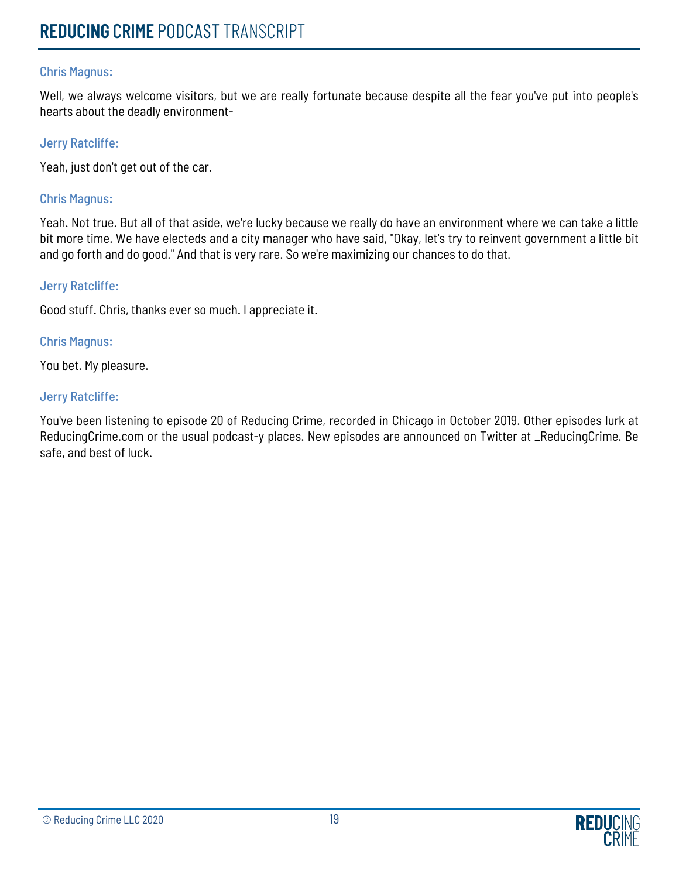**Chris Magnus:**

Well, we always welcome visitors, but we are really fortunate because despite all the fear you've put into people's hearts about the deadly environment-

**Jerry Ratcliffe:**

Yeah, just don't get out of the car.

**Chris Magnus:**

Yeah. Not true. But all of that aside, we're lucky because we really do have an environment where we can take a little bit more time. We have electeds and a city manager who have said, "Okay, let's try to reinvent government a little bit and go forth and do good." And that is very rare. So we're maximizing our chances to do that.

**Jerry Ratcliffe:**

Good stuff. Chris, thanks ever so much. I appreciate it.

**Chris Magnus:**

You bet. My pleasure.

**Jerry Ratcliffe:**

You've been listening to episode 20 of Reducing Crime, recorded in Chicago in October 2019. Other episodes lurk at ReducingCrime.com or the usual podcast-y places. New episodes are announced on Twitter at _ReducingCrime. Be safe, and best of luck.